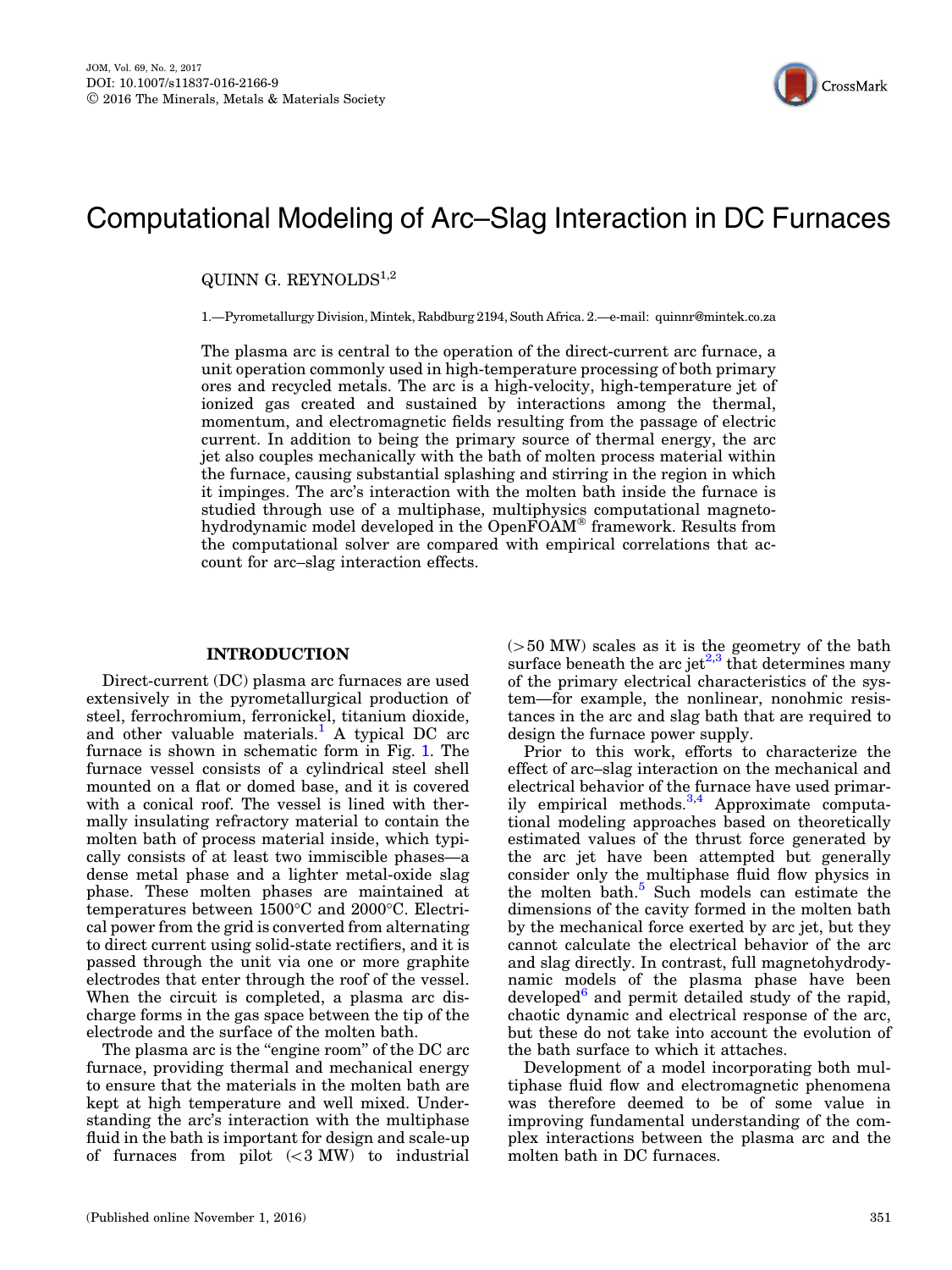# Computational Modeling of Arc–Slag Interaction in DC Furnaces

QUINN G. REYNOLDS[1,2]

1.—Pyrometallurgy Division, Mintek, Rabdburg 2194, South Africa. 2.—e-mail: quinnr@mintek.co.za

The plasma arc is central to the operation of the direct-current arc furnace, a unit operation commonly used in high-temperature processing of both primary ores and recycled metals. The arc is a high-velocity, high-temperature jet of ionized gas created and sustained by interactions among the thermal, momentum, and electromagnetic fields resulting from the passage of electric current. In addition to being the primary source of thermal energy, the arc jet also couples mechanically with the bath of molten process material within the furnace, causing substantial splashing and stirring in the region in which it impinges. The arc's interaction with the molten bath inside the furnace is studied through use of a multiphase, multiphysics computational magnetohydrodynamic model developed in the OpenFOAM® framework. Results from the computational solver are compared with empirical correlations that account for arc–slag interaction effects.

## INTRODUCTION

Direct-current (DC) plasma arc furnaces are used extensively in the pyrometallurgical production of steel, ferrochromium, ferronickel, titanium dioxide, and other valuable materials.[1] A typical DC arc furnace is shown in schematic form in Fig. 1. The furnace vessel consists of a cylindrical steel shell mounted on a flat or domed base, and it is covered with a conical roof. The vessel is lined with thermally insulating refractory material to contain the molten bath of process material inside, which typically consists of at least two immiscible phases—a dense metal phase and a lighter metal-oxide slag phase. These molten phases are maintained at temperatures between 1500°C and 2000°C. Electrical power from the grid is converted from alternating to direct current using solid-state rectifiers, and it is passed through the unit via one or more graphite electrodes that enter through the roof of the vessel. When the circuit is completed, a plasma arc discharge forms in the gas space between the tip of the electrode and the surface of the molten bath.

The plasma arc is the "engine room" of the DC arc furnace, providing thermal and mechanical energy to ensure that the materials in the molten bath are kept at high temperature and well mixed. Understanding the arc's interaction with the multiphase fluid in the bath is important for design and scale-up of furnaces from pilot (<3 MW) to industrial (>50 MW) scales as it is the geometry of the bath surface beneath the arc jet[2,3] that determines many of the primary electrical characteristics of the system—for example, the nonlinear, nonohmic resistances in the arc and slag bath that are required to design the furnace power supply.

Prior to this work, efforts to characterize the effect of arc–slag interaction on the mechanical and electrical behavior of the furnace have used primarily empirical methods.[3,4] Approximate computational modeling approaches based on theoretically estimated values of the thrust force generated by the arc jet have been attempted but generally consider only the multiphase fluid flow physics in the molten bath.[5] Such models can estimate the dimensions of the cavity formed in the molten bath by the mechanical force exerted by arc jet, but they cannot calculate the electrical behavior of the arc and slag directly. In contrast, full magnetohydrodynamic models of the plasma phase have been developed[6] and permit detailed study of the rapid, chaotic dynamic and electrical response of the arc, but these do not take into account the evolution of the bath surface to which it attaches.

Development of a model incorporating both multiphase fluid flow and electromagnetic phenomena was therefore deemed to be of some value in improving fundamental understanding of the complex interactions between the plasma arc and the molten bath in DC furnaces.

(Published online November 1, 2016)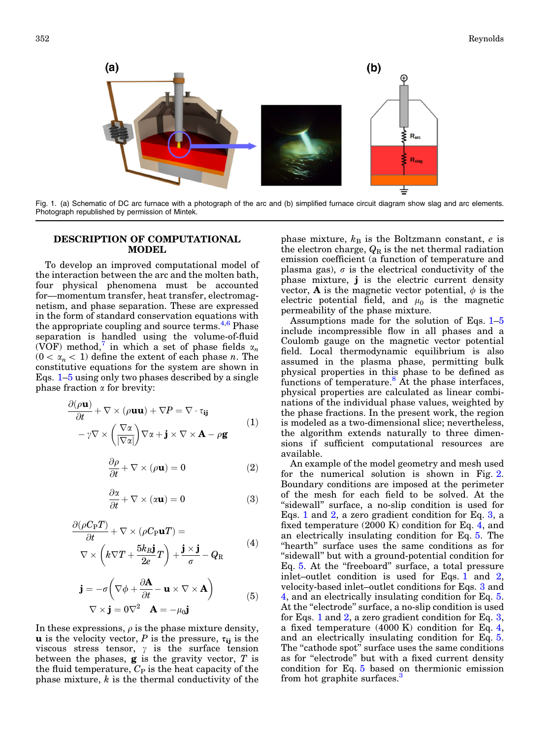Fig. 1. (a) Schematic of DC arc furnace with a photograph of the arc and (b) simplified furnace circuit diagram show slag and arc elements. Photograph republished by permission of Mintek.

## DESCRIPTION OF COMPUTATIONAL MODEL

To develop an improved computational model of the interaction between the arc and the molten bath, four physical phenomena must be accounted for—momentum transfer, heat transfer, electromagnetism, and phase separation. These are expressed in the form of standard conservation equations with the appropriate coupling and source terms.[4,6] Phase separation is handled using the volume-of-fluid (VOF) method,[7] in which a set of phase fields $\alpha_n$ $(0 < \alpha_n < 1)$ define the extent of each phase $n$. The constitutive equations for the system are shown in Eqs. 1–5 using only two phases described by a single phase fraction $\alpha$ for brevity:

$$\frac{\partial(\rho \mathbf{u})}{\partial t} + \nabla \times (\rho \mathbf{u}\mathbf{u}) + \nabla P = \nabla \cdot \tau_{\mathbf{ij}} - \gamma \nabla \times \left(\frac{\nabla \alpha}{|\nabla \alpha|}\right) \nabla \alpha + \mathbf{j} \times \nabla \times \mathbf{A} - \rho \mathbf{g} \tag{1}$$

$$\frac{\partial \rho}{\partial t} + \nabla \times (\rho \mathbf{u}) = 0 \tag{2}$$

$$\frac{\partial \alpha}{\partial t} + \nabla \times (\alpha \mathbf{u}) = 0 \tag{3}$$

$$\frac{\partial(\rho C_P T)}{\partial t} + \nabla \times (\rho C_P \mathbf{u} T) = \nabla \times \left(k \nabla T + \frac{5 k_B \mathbf{j}}{2e} T\right) + \frac{\mathbf{j} \times \mathbf{j}}{\sigma} - Q_R \tag{4}$$

$$\mathbf{j} = -\sigma\left(\nabla \phi + \frac{\partial \mathbf{A}}{\partial t} - \mathbf{u} \times \nabla \times \mathbf{A}\right) \qquad \nabla \times \mathbf{j} = 0 \nabla^2 \quad \mathbf{A} = -\mu_0 \mathbf{j} \tag{5}$$

In these expressions, $\rho$ is the phase mixture density, $\mathbf{u}$ is the velocity vector, $P$ is the pressure, $\tau_{\mathbf{ij}}$ is the viscous stress tensor, $\gamma$ is the surface tension between the phases, $\mathbf{g}$ is the gravity vector, $T$ is the fluid temperature, $C_P$ is the heat capacity of the phase mixture, $k$ is the thermal conductivity of the phase mixture, $k_B$ is the Boltzmann constant, $e$ is the electron charge, $Q_R$ is the net thermal radiation emission coefficient (a function of temperature and plasma gas), $\sigma$ is the electrical conductivity of the phase mixture, $\mathbf{j}$ is the electric current density vector, $\mathbf{A}$ is the magnetic vector potential, $\phi$ is the electric potential field, and $\mu_0$ is the magnetic permeability of the phase mixture.

Assumptions made for the solution of Eqs. 1–5 include incompressible flow in all phases and a Coulomb gauge on the magnetic vector potential field. Local thermodynamic equilibrium is also assumed in the plasma phase, permitting bulk physical properties in this phase to be defined as functions of temperature.[8] At the phase interfaces, physical properties are calculated as linear combinations of the individual phase values, weighted by the phase fractions. In the present work, the region is modeled as a two-dimensional slice; nevertheless, the algorithm extends naturally to three dimensions if sufficient computational resources are available.

An example of the model geometry and mesh used for the numerical solution is shown in Fig. 2. Boundary conditions are imposed at the perimeter of the mesh for each field to be solved. At the "sidewall" surface, a no-slip condition is used for Eqs. 1 and 2, a zero gradient condition for Eq. 3, a fixed temperature (2000 K) condition for Eq. 4, and an electrically insulating condition for Eq. 5. The "hearth" surface uses the same conditions as for "sidewall" but with a ground-potential condition for Eq. 5. At the "freeboard" surface, a total pressure inlet–outlet condition is used for Eqs. 1 and 2, velocity-based inlet–outlet conditions for Eqs. 3 and 4, and an electrically insulating condition for Eq. 5. At the "electrode" surface, a no-slip condition is used for Eqs. 1 and 2, a zero gradient condition for Eq. 3, a fixed temperature (4000 K) condition for Eq. 4, and an electrically insulating condition for Eq. 5. The "cathode spot" surface uses the same conditions as for "electrode" but with a fixed current density condition for Eq. 5 based on thermionic emission from hot graphite surfaces.[3]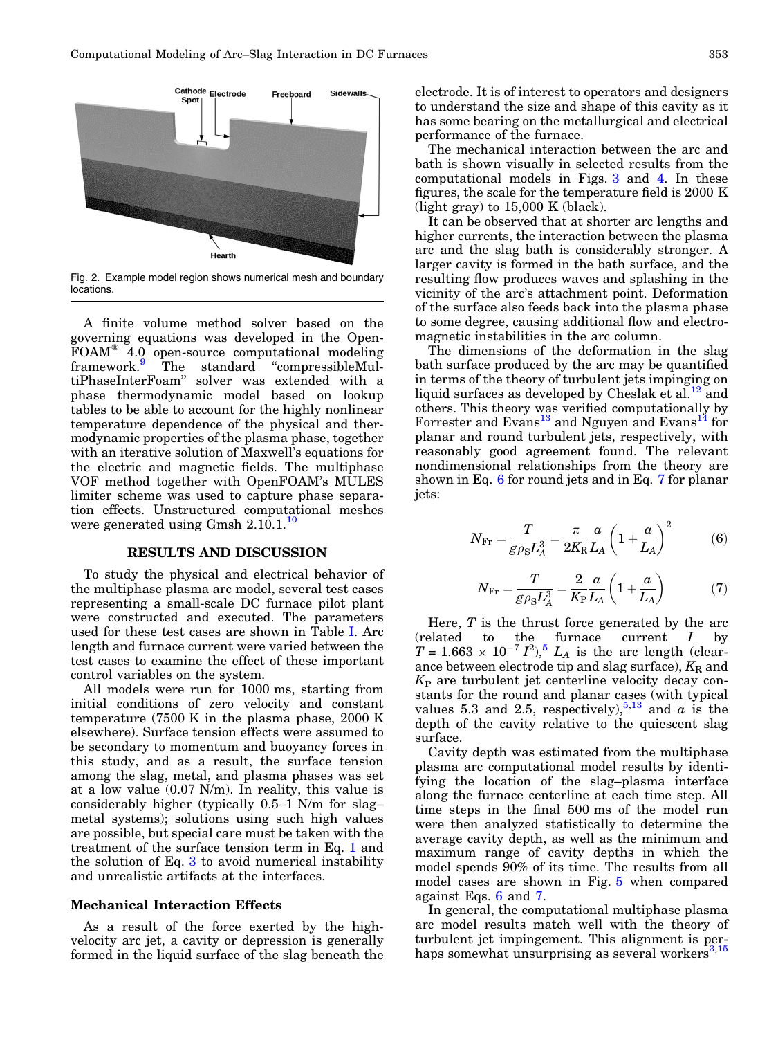Fig. 2. Example model region shows numerical mesh and boundary locations.

A finite volume method solver based on the governing equations was developed in the OpenFOAM® 4.0 open-source computational modeling framework.[9] The standard "compressibleMultiPhaseInterFoam" solver was extended with a phase thermodynamic model based on lookup tables to be able to account for the highly nonlinear temperature dependence of the physical and thermodynamic properties of the plasma phase, together with an iterative solution of Maxwell's equations for the electric and magnetic fields. The multiphase VOF method together with OpenFOAM's MULES limiter scheme was used to capture phase separation effects. Unstructured computational meshes were generated using Gmsh 2.10.1.[10]

## RESULTS AND DISCUSSION

To study the physical and electrical behavior of the multiphase plasma arc model, several test cases representing a small-scale DC furnace pilot plant were constructed and executed. The parameters used for these test cases are shown in Table I. Arc length and furnace current were varied between the test cases to examine the effect of these important control variables on the system.

All models were run for 1000 ms, starting from initial conditions of zero velocity and constant temperature (7500 K in the plasma phase, 2000 K elsewhere). Surface tension effects were assumed to be secondary to momentum and buoyancy forces in this study, and as a result, the surface tension among the slag, metal, and plasma phases was set at a low value (0.07 N/m). In reality, this value is considerably higher (typically 0.5–1 N/m for slag–metal systems); solutions using such high values are possible, but special care must be taken with the treatment of the surface tension term in Eq. 1 and the solution of Eq. 3 to avoid numerical instability and unrealistic artifacts at the interfaces.

### Mechanical Interaction Effects

As a result of the force exerted by the high-velocity arc jet, a cavity or depression is generally formed in the liquid surface of the slag beneath the electrode. It is of interest to operators and designers to understand the size and shape of this cavity as it has some bearing on the metallurgical and electrical performance of the furnace.

The mechanical interaction between the arc and bath is shown visually in selected results from the computational models in Figs. 3 and 4. In these figures, the scale for the temperature field is 2000 K (light gray) to 15,000 K (black).

It can be observed that at shorter arc lengths and higher currents, the interaction between the plasma arc and the slag bath is considerably stronger. A larger cavity is formed in the bath surface, and the resulting flow produces waves and splashing in the vicinity of the arc's attachment point. Deformation of the surface also feeds back into the plasma phase to some degree, causing additional flow and electromagnetic instabilities in the arc column.

The dimensions of the deformation in the slag bath surface produced by the arc may be quantified in terms of the theory of turbulent jets impinging on liquid surfaces as developed by Cheslak et al.[12] and others. This theory was verified computationally by Forrester and Evans[13] and Nguyen and Evans[14] for planar and round turbulent jets, respectively, with reasonably good agreement found. The relevant nondimensional relationships from the theory are shown in Eq. 6 for round jets and in Eq. 7 for planar jets:

$$N_{\mathrm{Fr}} = \frac{T}{g\rho_S L_A^3} = \frac{\pi}{2K_R}\frac{a}{L_A}\left(1 + \frac{a}{L_A}\right)^2 \quad (6)$$

$$N_{\mathrm{Fr}} = \frac{T}{g\rho_S L_A^3} = \frac{2}{K_P}\frac{a}{L_A}\left(1 + \frac{a}{L_A}\right) \quad (7)$$

Here, $T$ is the thrust force generated by the arc (related to the furnace current $I$ by $T = 1.663 \times 10^{-7}\,I^2$),[5] $L_A$ is the arc length (clearance between electrode tip and slag surface), $K_R$ and $K_P$ are turbulent jet centerline velocity decay constants for the round and planar cases (with typical values 5.3 and 2.5, respectively),[5,13] and $a$ is the depth of the cavity relative to the quiescent slag surface.

Cavity depth was estimated from the multiphase plasma arc computational model results by identifying the location of the slag–plasma interface along the furnace centerline at each time step. All time steps in the final 500 ms of the model run were then analyzed statistically to determine the average cavity depth, as well as the minimum and maximum range of cavity depths in which the model spends 90% of its time. The results from all model cases are shown in Fig. 5 when compared against Eqs. 6 and 7.

In general, the computational multiphase plasma arc model results match well with the theory of turbulent jet impingement. This alignment is perhaps somewhat unsurprising as several workers[3,15]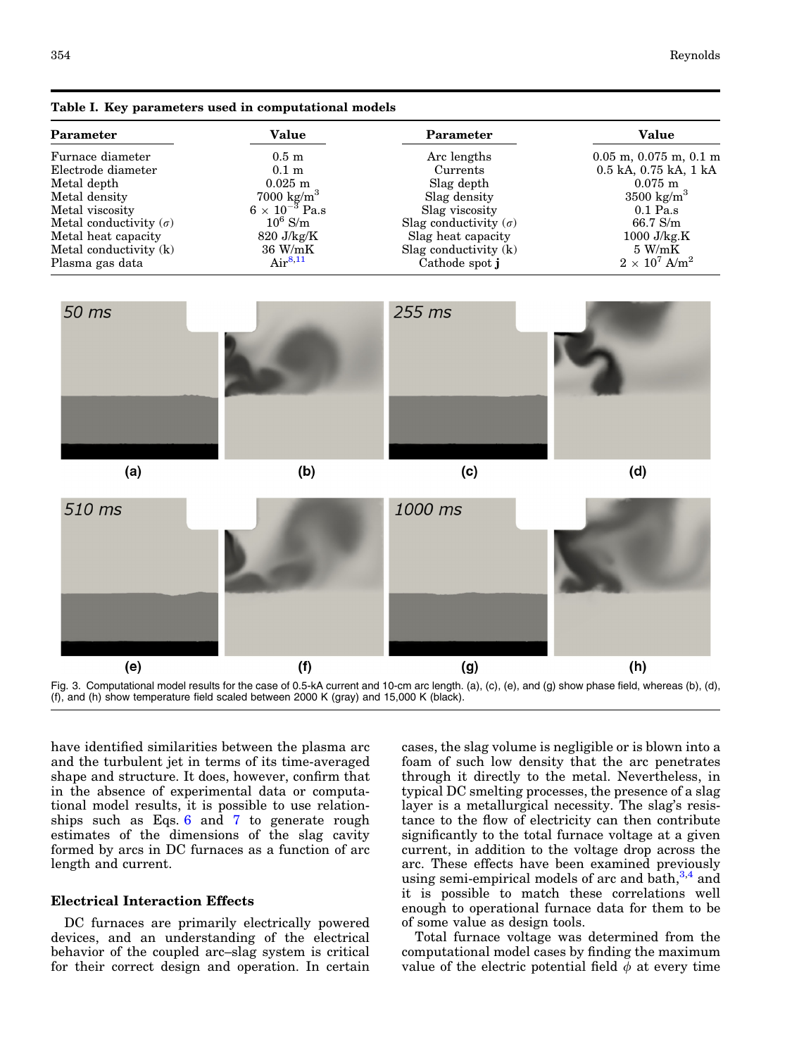**Table I. Key parameters used in computational models**

| Parameter | Value | Parameter | Value |
|---|---|---|---|
| Furnace diameter | 0.5 m | Arc lengths | 0.05 m, 0.075 m, 0.1 m |
| Electrode diameter | 0.1 m | Currents | 0.5 kA, 0.75 kA, 1 kA |
| Metal depth | 0.025 m | Slag depth | 0.075 m |
| Metal density | 7000 $kg/m^3$ | Slag density | 3500 $kg/m^3$ |
| Metal viscosity | $6 \times 10^{-3}$ Pa.s | Slag viscosity | 0.1 Pa.s |
| Metal conductivity ($\sigma$) | $10^6$ S/m | Slag conductivity ($\sigma$) | 66.7 S/m |
| Metal heat capacity | 820 J/kg/K | Slag heat capacity | 1000 J/kg.K |
| Metal conductivity (k) | 36 W/mK | Slag conductivity (k) | 5 W/mK |
| Plasma gas data | Air[8,11] | Cathode spot **j** | $2 \times 10^7$ $A/m^2$ |

Fig. 3. Computational model results for the case of 0.5-kA current and 10-cm arc length. (a), (c), (e), and (g) show phase field, whereas (b), (d), (f), and (h) show temperature field scaled between 2000 K (gray) and 15,000 K (black).

have identified similarities between the plasma arc and the turbulent jet in terms of its time-averaged shape and structure. It does, however, confirm that in the absence of experimental data or computational model results, it is possible to use relationships such as Eqs. 6 and 7 to generate rough estimates of the dimensions of the slag cavity formed by arcs in DC furnaces as a function of arc length and current.

### Electrical Interaction Effects

DC furnaces are primarily electrically powered devices, and an understanding of the electrical behavior of the coupled arc–slag system is critical for their correct design and operation. In certain cases, the slag volume is negligible or is blown into a foam of such low density that the arc penetrates through it directly to the metal. Nevertheless, in typical DC smelting processes, the presence of a slag layer is a metallurgical necessity. The slag's resistance to the flow of electricity can then contribute significantly to the total furnace voltage at a given current, in addition to the voltage drop across the arc. These effects have been examined previously using semi-empirical models of arc and bath,[3,4] and it is possible to match these correlations well enough to operational furnace data for them to be of some value as design tools.

Total furnace voltage was determined from the computational model cases by finding the maximum value of the electric potential field $\phi$ at every time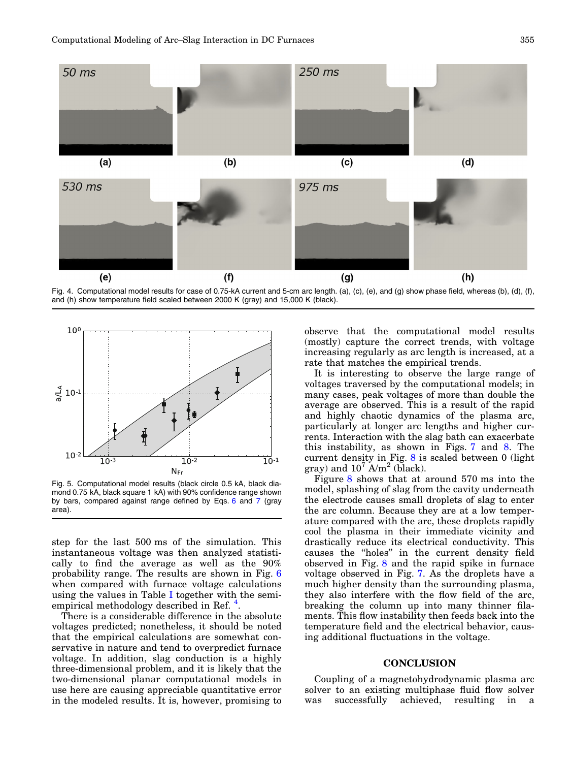Fig. 4. Computational model results for case of 0.75-kA current and 5-cm arc length. (a), (c), (e), and (g) show phase field, whereas (b), (d), (f), and (h) show temperature field scaled between 2000 K (gray) and 15,000 K (black).

Fig. 5. Computational model results (black circle 0.5 kA, black diamond 0.75 kA, black square 1 kA) with 90% confidence range shown by bars, compared against range defined by Eqs. 6 and 7 (gray area).

step for the last 500 ms of the simulation. This instantaneous voltage was then analyzed statistically to find the average as well as the 90% probability range. The results are shown in Fig. 6 when compared with furnace voltage calculations using the values in Table I together with the semi-empirical methodology described in Ref. [4].

There is a considerable difference in the absolute voltages predicted; nonetheless, it should be noted that the empirical calculations are somewhat conservative in nature and tend to overpredict furnace voltage. In addition, slag conduction is a highly three-dimensional problem, and it is likely that the two-dimensional planar computational models in use here are causing appreciable quantitative error in the modeled results. It is, however, promising to observe that the computational model results (mostly) capture the correct trends, with voltage increasing regularly as arc length is increased, at a rate that matches the empirical trends.

It is interesting to observe the large range of voltages traversed by the computational models; in many cases, peak voltages of more than double the average are observed. This is a result of the rapid and highly chaotic dynamics of the plasma arc, particularly at longer arc lengths and higher currents. Interaction with the slag bath can exacerbate this instability, as shown in Figs. 7 and 8. The current density in Fig. 8 is scaled between 0 (light gray) and $10^7$ A/m$^2$ (black).

Figure 8 shows that at around 570 ms into the model, splashing of slag from the cavity underneath the electrode causes small droplets of slag to enter the arc column. Because they are at a low temperature compared with the arc, these droplets rapidly cool the plasma in their immediate vicinity and drastically reduce its electrical conductivity. This causes the "holes" in the current density field observed in Fig. 8 and the rapid spike in furnace voltage observed in Fig. 7. As the droplets have a much higher density than the surrounding plasma, they also interfere with the flow field of the arc, breaking the column up into many thinner filaments. This flow instability then feeds back into the temperature field and the electrical behavior, causing additional fluctuations in the voltage.

## CONCLUSION

Coupling of a magnetohydrodynamic plasma arc solver to an existing multiphase fluid flow solver was successfully achieved, resulting in a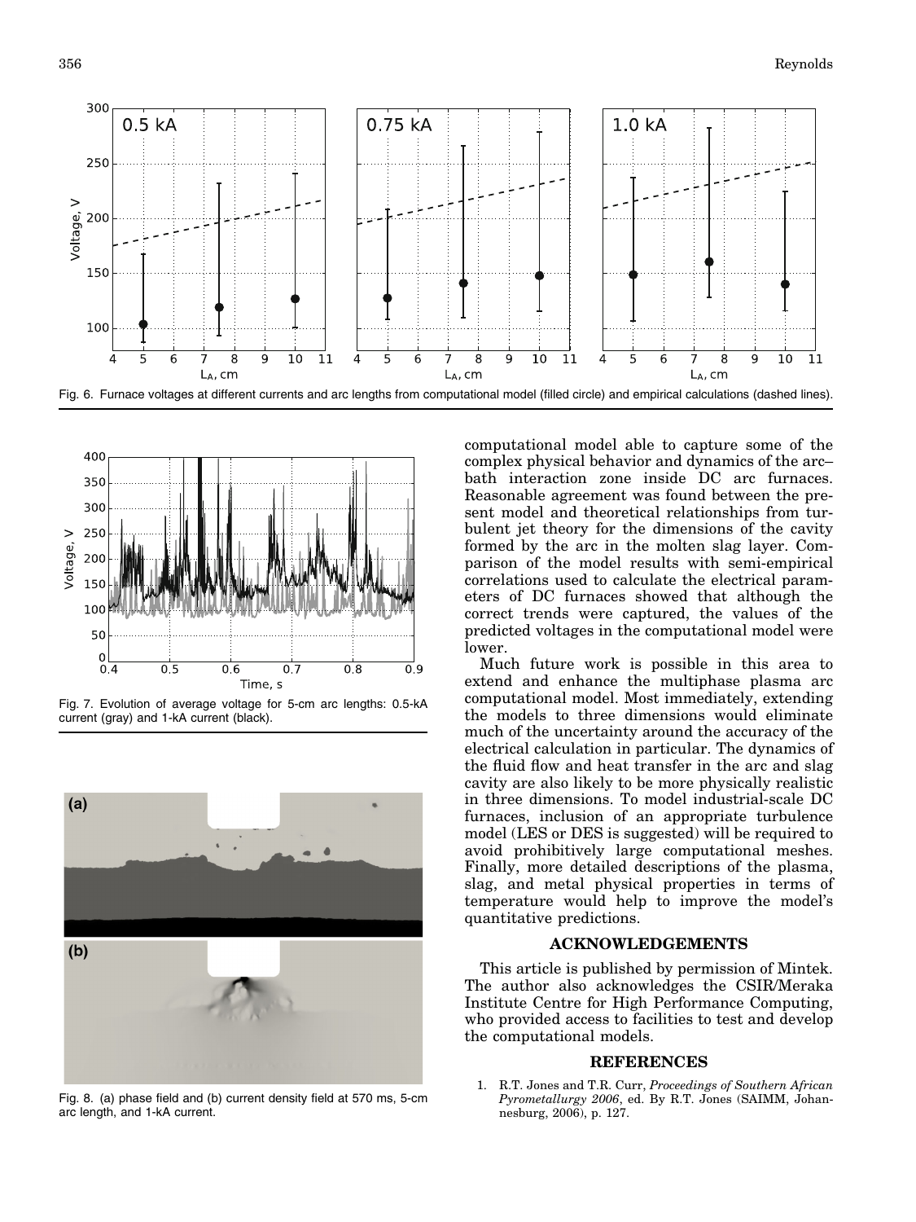Fig. 6. Furnace voltages at different currents and arc lengths from computational model (filled circle) and empirical calculations (dashed lines).

Fig. 7. Evolution of average voltage for 5-cm arc lengths: 0.5-kA current (gray) and 1-kA current (black).

Fig. 8. (a) phase field and (b) current density field at 570 ms, 5-cm arc length, and 1-kA current.

computational model able to capture some of the complex physical behavior and dynamics of the arc–bath interaction zone inside DC arc furnaces. Reasonable agreement was found between the present model and theoretical relationships from turbulent jet theory for the dimensions of the cavity formed by the arc in the molten slag layer. Comparison of the model results with semi-empirical correlations used to calculate the electrical parameters of DC furnaces showed that although the correct trends were captured, the values of the predicted voltages in the computational model were lower.

Much future work is possible in this area to extend and enhance the multiphase plasma arc computational model. Most immediately, extending the models to three dimensions would eliminate much of the uncertainty around the accuracy of the electrical calculation in particular. The dynamics of the fluid flow and heat transfer in the arc and slag cavity are also likely to be more physically realistic in three dimensions. To model industrial-scale DC furnaces, inclusion of an appropriate turbulence model (LES or DES is suggested) will be required to avoid prohibitively large computational meshes. Finally, more detailed descriptions of the plasma, slag, and metal physical properties in terms of temperature would help to improve the model's quantitative predictions.

## ACKNOWLEDGEMENTS

This article is published by permission of Mintek. The author also acknowledges the CSIR/Meraka Institute Centre for High Performance Computing, who provided access to facilities to test and develop the computational models.

## REFERENCES

1. R.T. Jones and T.R. Curr, *Proceedings of Southern African Pyrometallurgy 2006*, ed. By R.T. Jones (SAIMM, Johannesburg, 2006), p. 127.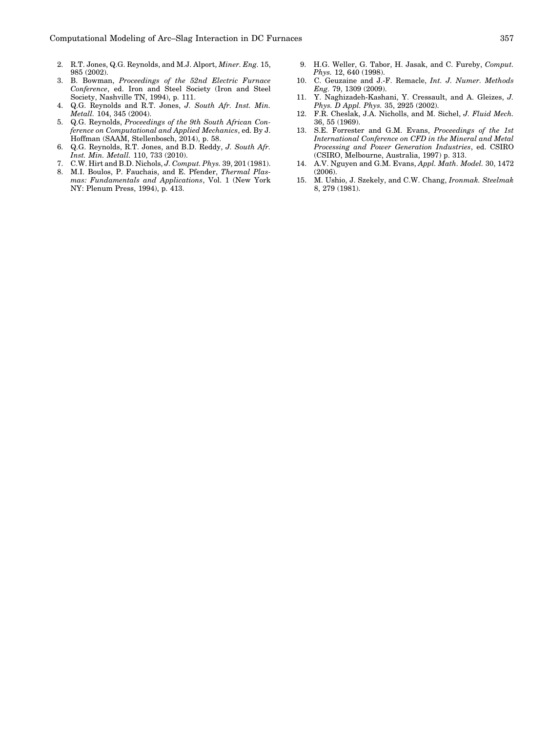2. R.T. Jones, Q.G. Reynolds, and M.J. Alport, *Miner. Eng.* 15, 985 (2002).
3. B. Bowman, *Proceedings of the 52nd Electric Furnace Conference*, ed. Iron and Steel Society (Iron and Steel Society, Nashville TN, 1994), p. 111.
4. Q.G. Reynolds and R.T. Jones, *J. South Afr. Inst. Min. Metall.* 104, 345 (2004).
5. Q.G. Reynolds, *Proceedings of the 9th South African Conference on Computational and Applied Mechanics*, ed. By J. Hoffman (SAAM, Stellenbosch, 2014), p. 58.
6. Q.G. Reynolds, R.T. Jones, and B.D. Reddy, *J. South Afr. Inst. Min. Metall.* 110, 733 (2010).
7. C.W. Hirt and B.D. Nichols, *J. Comput. Phys.* 39, 201 (1981).
8. M.I. Boulos, P. Fauchais, and E. Pfender, *Thermal Plasmas: Fundamentals and Applications*, Vol. 1 (New York NY: Plenum Press, 1994), p. 413.
9. H.G. Weller, G. Tabor, H. Jasak, and C. Fureby, *Comput. Phys.* 12, 640 (1998).
10. C. Geuzaine and J.-F. Remacle, *Int. J. Numer. Methods Eng.* 79, 1309 (2009).
11. Y. Naghizadeh-Kashani, Y. Cressault, and A. Gleizes, *J. Phys. D Appl. Phys.* 35, 2925 (2002).
12. F.R. Cheslak, J.A. Nicholls, and M. Sichel, *J. Fluid Mech.* 36, 55 (1969).
13. S.E. Forrester and G.M. Evans, *Proceedings of the 1st International Conference on CFD in the Mineral and Metal Processing and Power Generation Industries*, ed. CSIRO (CSIRO, Melbourne, Australia, 1997) p. 313.
14. A.V. Nguyen and G.M. Evans, *Appl. Math. Model.* 30, 1472 (2006).
15. M. Ushio, J. Szekely, and C.W. Chang, *Ironmak. Steelmak* 8, 279 (1981).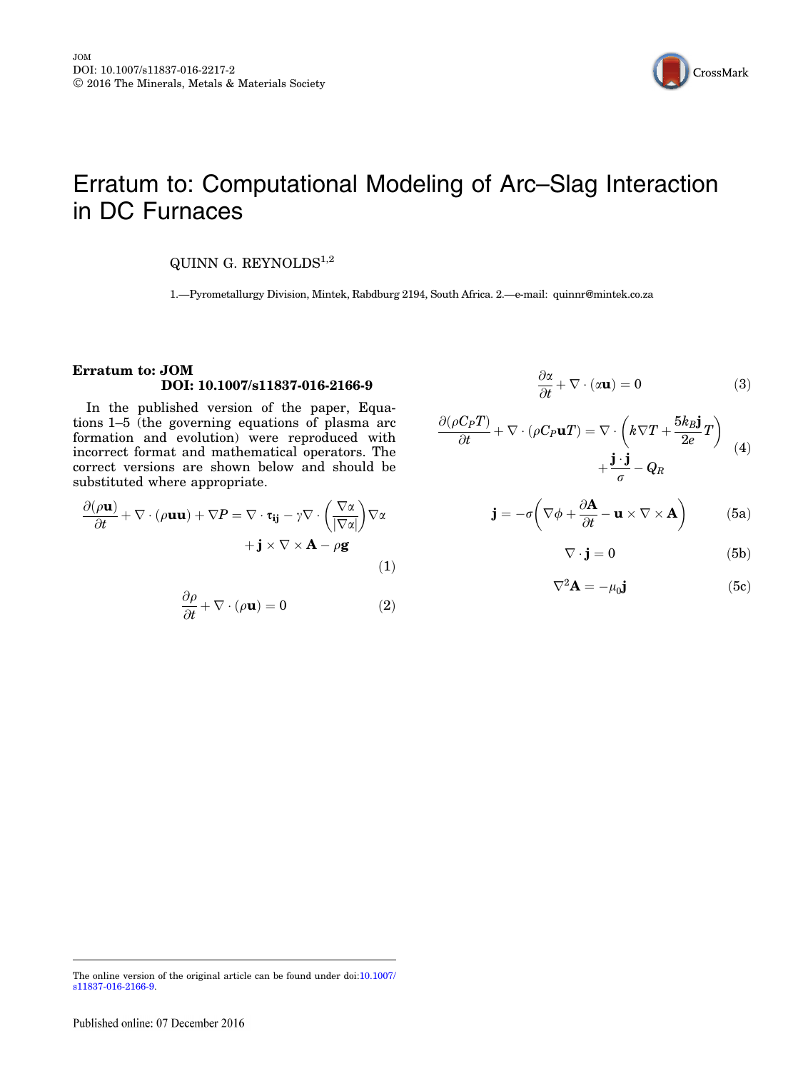JOM
DOI: 10.1007/s11837-016-2217-2
© 2016 The Minerals, Metals & Materials Society

# Erratum to: Computational Modeling of Arc–Slag Interaction in DC Furnaces

QUINN G. REYNOLDS[1,2]

1.—Pyrometallurgy Division, Mintek, Rabdburg 2194, South Africa. 2.—e-mail: quinnr@mintek.co.za

**Erratum to: JOM DOI: 10.1007/s11837-016-2166-9**

In the published version of the paper, Equations 1–5 (the governing equations of plasma arc formation and evolution) were reproduced with incorrect format and mathematical operators. The correct versions are shown below and should be substituted where appropriate.

$$\frac{\partial(\rho\mathbf{u})}{\partial t} + \nabla\cdot(\rho\mathbf{u}\mathbf{u}) + \nabla P = \nabla\cdot\tau_{\mathbf{ij}} - \gamma\nabla\cdot\left(\frac{\nabla\alpha}{|\nabla\alpha|}\right)\nabla\alpha + \mathbf{j}\times\nabla\times\mathbf{A} - \rho\mathbf{g} \tag{1}$$

$$\frac{\partial\rho}{\partial t} + \nabla\cdot(\rho\mathbf{u}) = 0 \tag{2}$$

$$\frac{\partial\alpha}{\partial t} + \nabla\cdot(\alpha\mathbf{u}) = 0 \tag{3}$$

$$\frac{\partial(\rho C_P T)}{\partial t} + \nabla\cdot(\rho C_P\mathbf{u}T) = \nabla\cdot\left(k\nabla T + \frac{5k_B\mathbf{j}}{2e}T\right) + \frac{\mathbf{j}\cdot\mathbf{j}}{\sigma} - Q_R \tag{4}$$

$$\mathbf{j} = -\sigma\left(\nabla\phi + \frac{\partial\mathbf{A}}{\partial t} - \mathbf{u}\times\nabla\times\mathbf{A}\right) \tag{5a}$$

$$\nabla\cdot\mathbf{j} = 0 \tag{5b}$$

$$\nabla^2\mathbf{A} = -\mu_0\mathbf{j} \tag{5c}$$

The online version of the original article can be found under doi:10.1007/s11837-016-2166-9.

Published online: 07 December 2016